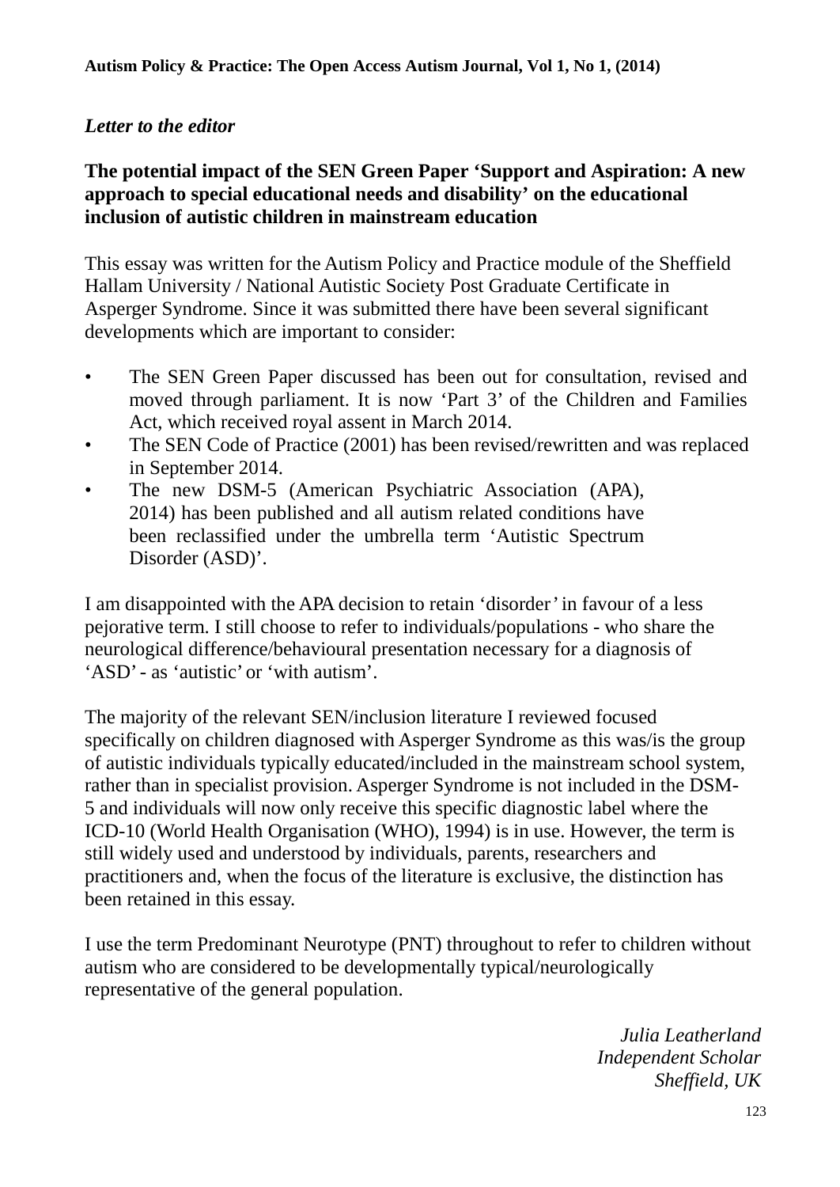*Letter to the editor*

**The potential impact of the SEN Green Paper 'Support and Aspiration: A new approach to special educational needs and disability' on the educational inclusion of autistic children in mainstream education**

This essay was written for the Autism Policy and Practice module of the Sheffield Hallam University / National Autistic Society Post Graduate Certificate in Asperger Syndrome. Since it was submitted there have been several significant developments which are important to consider:

- The SEN Green Paper discussed has been out for consultation, revised and moved through parliament. It is now 'Part 3' of the Children and Families Act, which received royal assent in March 2014.
- The SEN Code of Practice (2001) has been revised/rewritten and was replaced in September 2014.
- The new DSM-5 (American Psychiatric Association (APA), 2014) has been published and all autism related conditions have been reclassified under the umbrella term 'Autistic Spectrum Disorder (ASD)'.

I am disappointed with the APA decision to retain 'disorder' in favour of a less pejorative term. I still choose to refer to individuals/populations - who share the neurological difference/behavioural presentation necessary for a diagnosis of 'ASD' - as 'autistic' or 'with autism'.

The majority of the relevant SEN/inclusion literature I reviewed focused specifically on children diagnosed with Asperger Syndrome as this was/is the group of autistic individuals typically educated/included in the mainstream school system, rather than in specialist provision. Asperger Syndrome is not included in the DSM-5 and individuals will now only receive this specific diagnostic label where the ICD-10 (World Health Organisation (WHO), 1994) is in use. However, the term is still widely used and understood by individuals, parents, researchers and practitioners and, when the focus of the literature is exclusive, the distinction has been retained in this essay.

I use the term Predominant Neurotype (PNT) throughout to refer to children without autism who are considered to be developmentally typical/neurologically representative of the general population.

*Julia Leatherland*
*Independent Scholar*
*Sheffield, UK*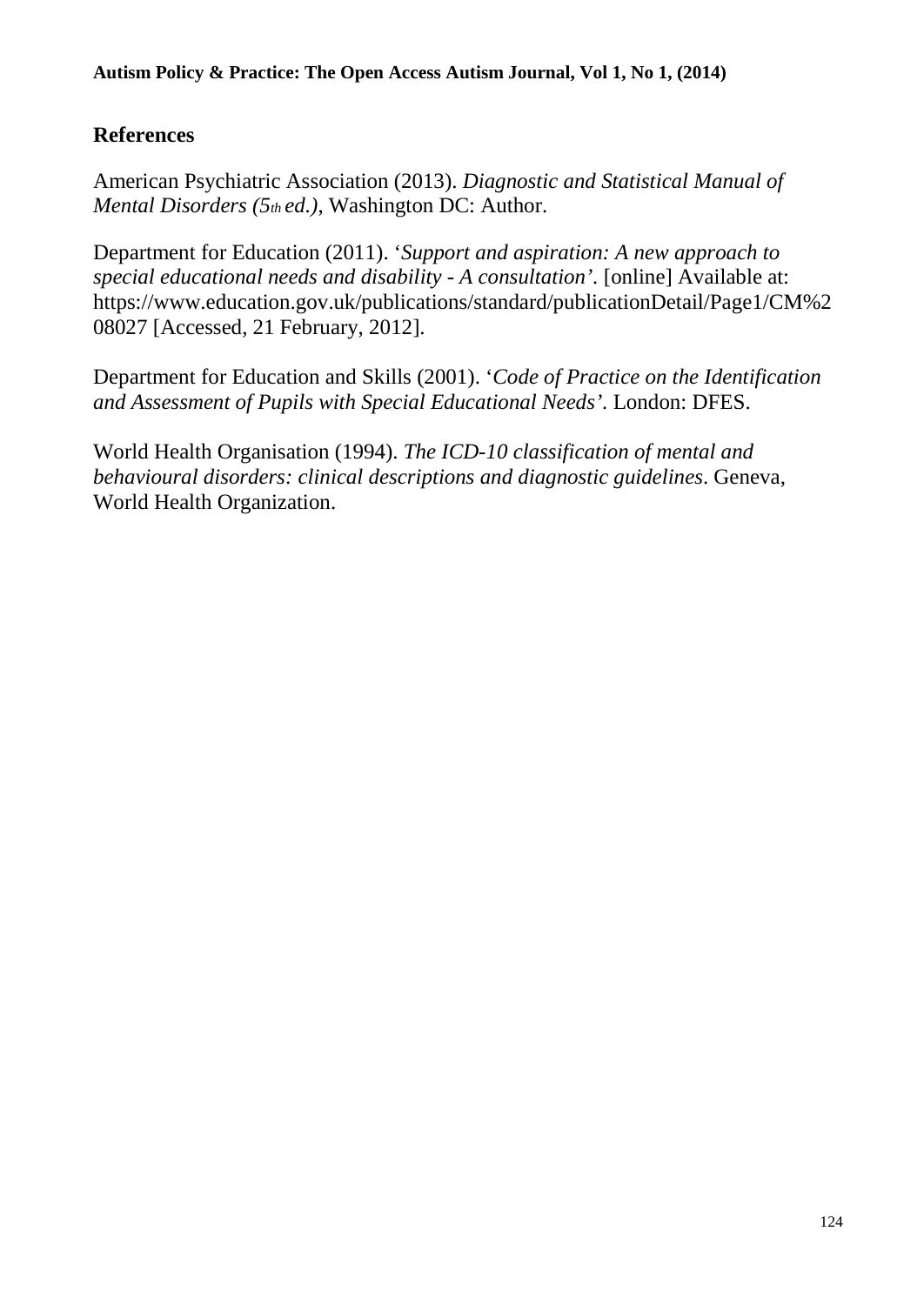## References

American Psychiatric Association (2013). *Diagnostic and Statistical Manual of Mental Disorders (5th ed.)*, Washington DC: Author.

Department for Education (2011). '*Support and aspiration: A new approach to special educational needs and disability - A consultation'*. [online] Available at: https://www.education.gov.uk/publications/standard/publicationDetail/Page1/CM%208027 [Accessed, 21 February, 2012].

Department for Education and Skills (2001). '*Code of Practice on the Identification and Assessment of Pupils with Special Educational Needs'*. London: DFES.

World Health Organisation (1994). *The ICD-10 classification of mental and behavioural disorders: clinical descriptions and diagnostic guidelines*. Geneva, World Health Organization.